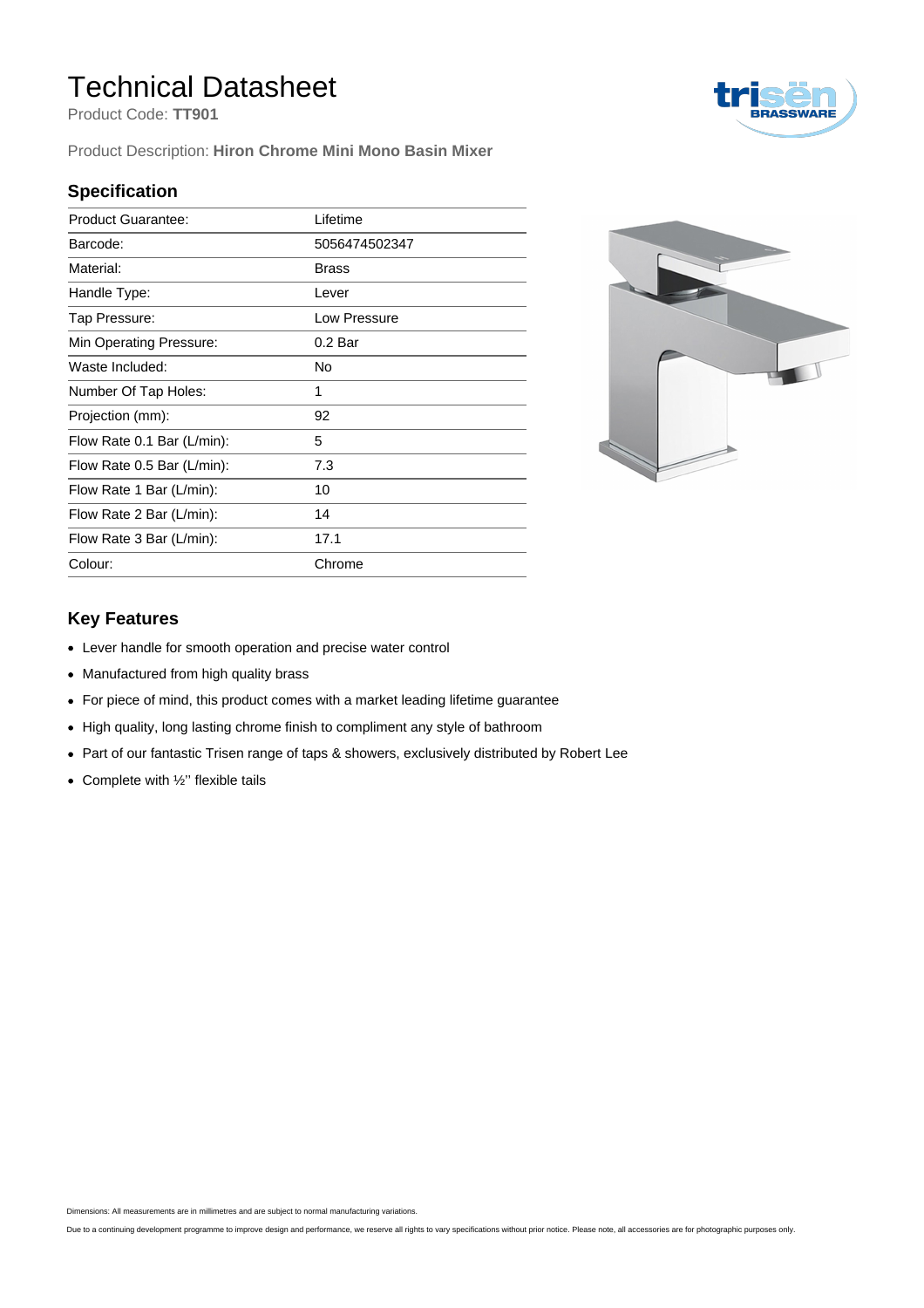# Technical Datasheet

Product Code: **TT901**

Product Description: **Hiron Chrome Mini Mono Basin Mixer**

## Specification

| | |
|---|---|
| Product Guarantee: | Lifetime |
| Barcode: | 5056474502347 |
| Material: | Brass |
| Handle Type: | Lever |
| Tap Pressure: | Low Pressure |
| Min Operating Pressure: | 0.2 Bar |
| Waste Included: | No |
| Number Of Tap Holes: | 1 |
| Projection (mm): | 92 |
| Flow Rate 0.1 Bar (L/min): | 5 |
| Flow Rate 0.5 Bar (L/min): | 7.3 |
| Flow Rate 1 Bar (L/min): | 10 |
| Flow Rate 2 Bar (L/min): | 14 |
| Flow Rate 3 Bar (L/min): | 17.1 |
| Colour: | Chrome |

## Key Features

- Lever handle for smooth operation and precise water control
- Manufactured from high quality brass
- For piece of mind, this product comes with a market leading lifetime guarantee
- High quality, long lasting chrome finish to compliment any style of bathroom
- Part of our fantastic Trisen range of taps & showers, exclusively distributed by Robert Lee
- Complete with ½'' flexible tails

Dimensions: All measurements are in millimetres and are subject to normal manufacturing variations.

Due to a continuing development programme to improve design and performance, we reserve all rights to vary specifications without prior notice. Please note, all accessories are for photographic purposes only.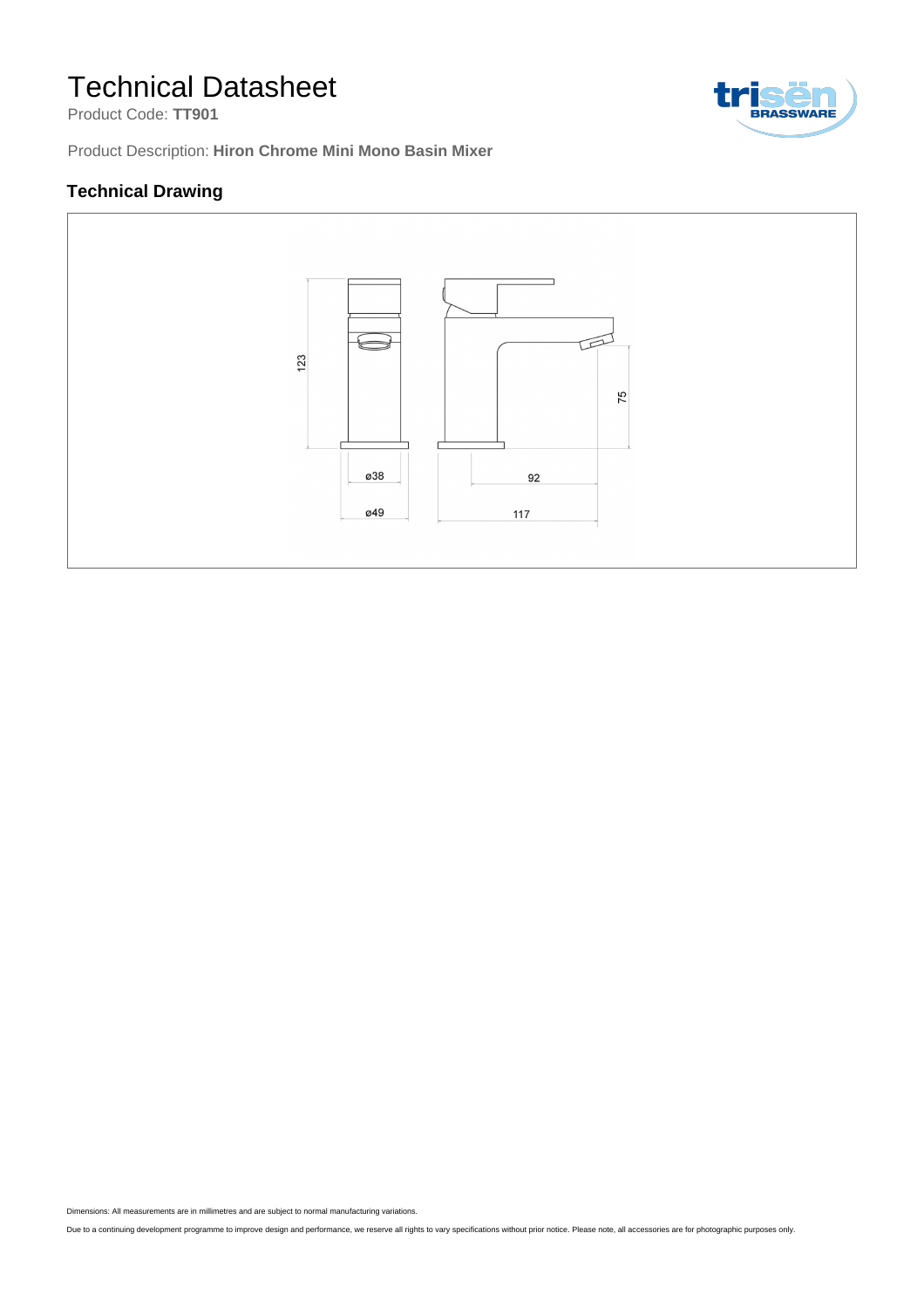# Technical Datasheet

Product Code: **TT901**

Product Description: **Hiron Chrome Mini Mono Basin Mixer**

## Technical Drawing

123

75

ø38

ø49

92

117

Dimensions: All measurements are in millimetres and are subject to normal manufacturing variations.

Due to a continuing development programme to improve design and performance, we reserve all rights to vary specifications without prior notice. Please note, all accessories are for photographic purposes only.